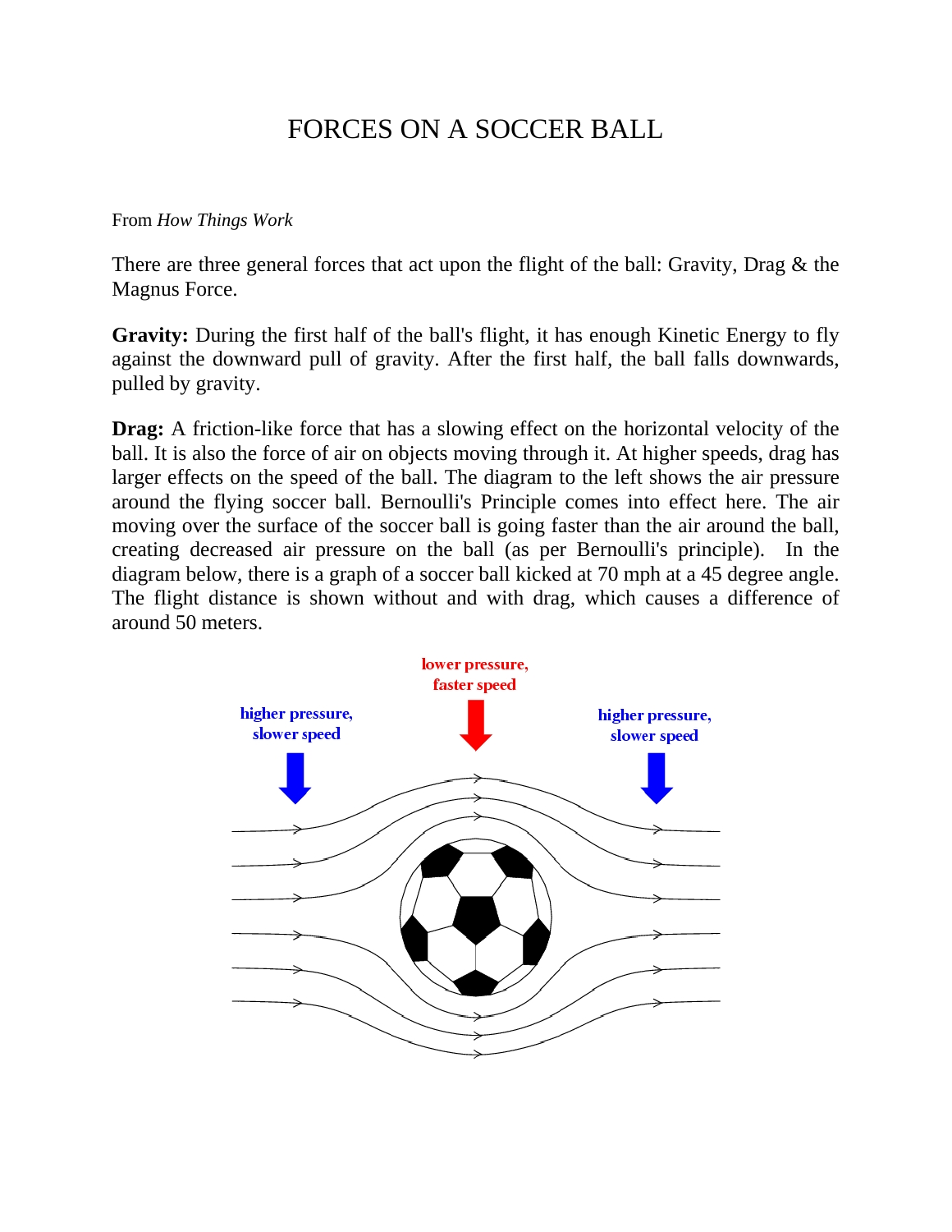# FORCES ON A SOCCER BALL

From *How Things Work*

There are three general forces that act upon the flight of the ball: Gravity, Drag & the Magnus Force.

**Gravity:** During the first half of the ball's flight, it has enough Kinetic Energy to fly against the downward pull of gravity. After the first half, the ball falls downwards, pulled by gravity.

**Drag:** A friction-like force that has a slowing effect on the horizontal velocity of the ball. It is also the force of air on objects moving through it. At higher speeds, drag has larger effects on the speed of the ball. The diagram to the left shows the air pressure around the flying soccer ball. Bernoulli's Principle comes into effect here. The air moving over the surface of the soccer ball is going faster than the air around the ball, creating decreased air pressure on the ball (as per Bernoulli's principle). In the diagram below, there is a graph of a soccer ball kicked at 70 mph at a 45 degree angle. The flight distance is shown without and with drag, which causes a difference of around 50 meters.

higher pressure, slower speed

lower pressure, faster speed

higher pressure, slower speed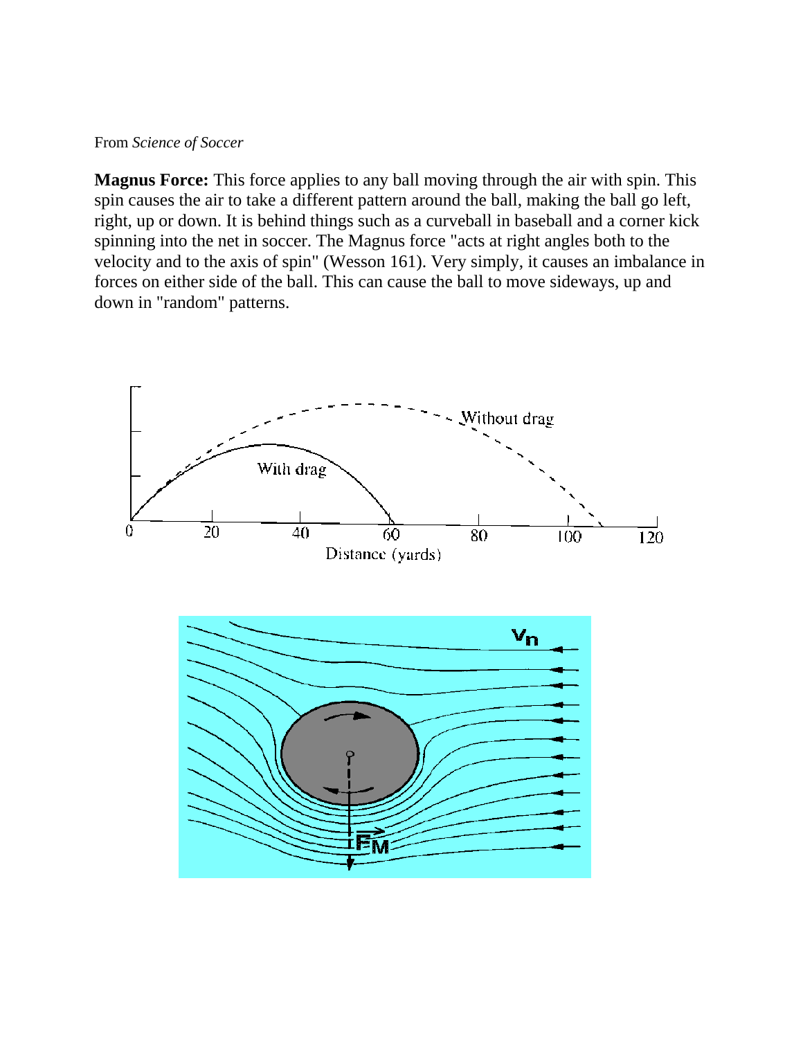From *Science of Soccer*

**Magnus Force:** This force applies to any ball moving through the air with spin. This spin causes the air to take a different pattern around the ball, making the ball go left, right, up or down. It is behind things such as a curveball in baseball and a corner kick spinning into the net in soccer. The Magnus force "acts at right angles both to the velocity and to the axis of spin" (Wesson 161). Very simply, it causes an imbalance in forces on either side of the ball. This can cause the ball to move sideways, up and down in "random" patterns.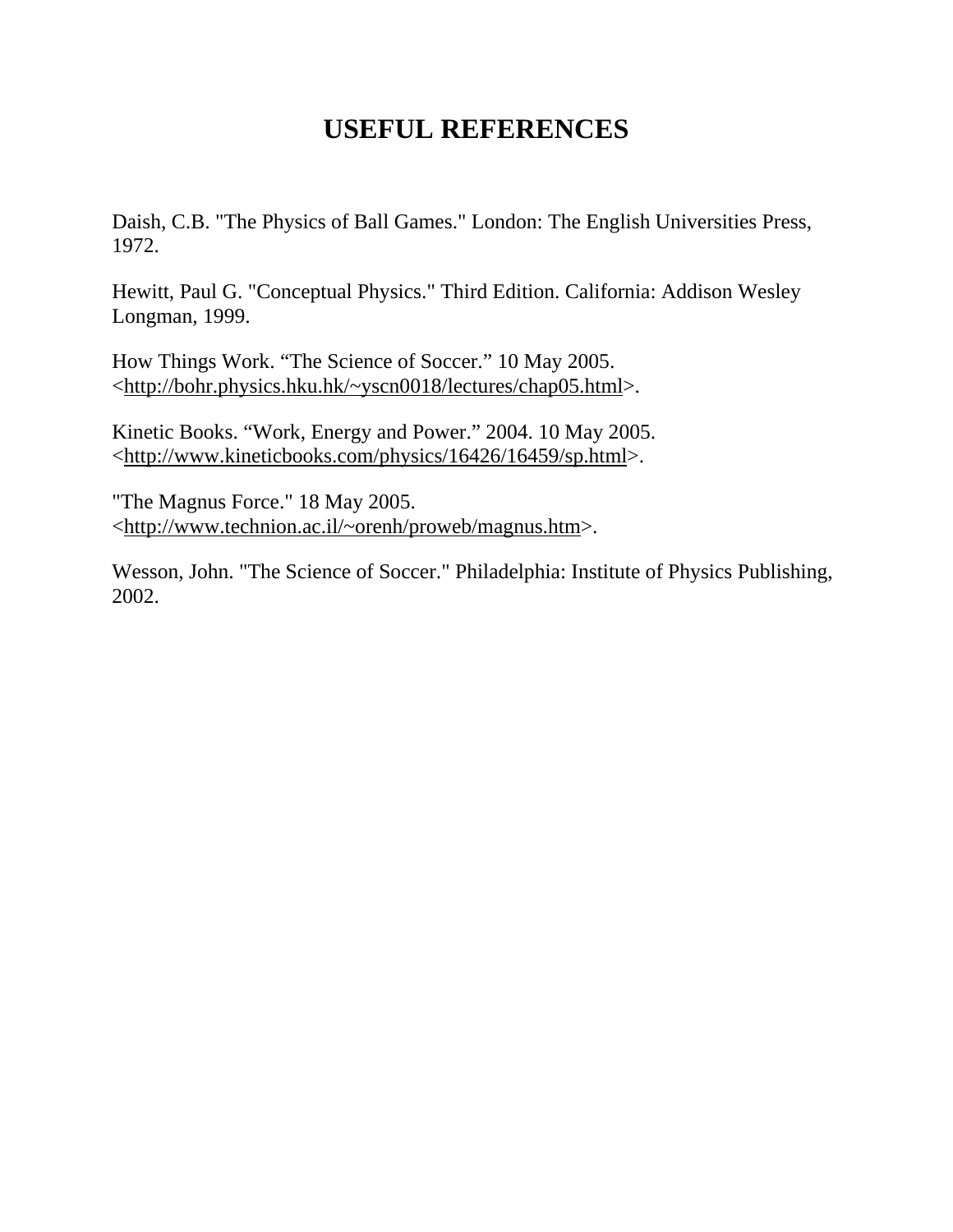# USEFUL REFERENCES

Daish, C.B. "The Physics of Ball Games." London: The English Universities Press, 1972.

Hewitt, Paul G. "Conceptual Physics." Third Edition. California: Addison Wesley Longman, 1999.

How Things Work. "The Science of Soccer." 10 May 2005. <http://bohr.physics.hku.hk/~yscn0018/lectures/chap05.html>.

Kinetic Books. "Work, Energy and Power." 2004. 10 May 2005. <http://www.kineticbooks.com/physics/16426/16459/sp.html>.

"The Magnus Force." 18 May 2005. <http://www.technion.ac.il/~orenh/proweb/magnus.htm>.

Wesson, John. "The Science of Soccer." Philadelphia: Institute of Physics Publishing, 2002.